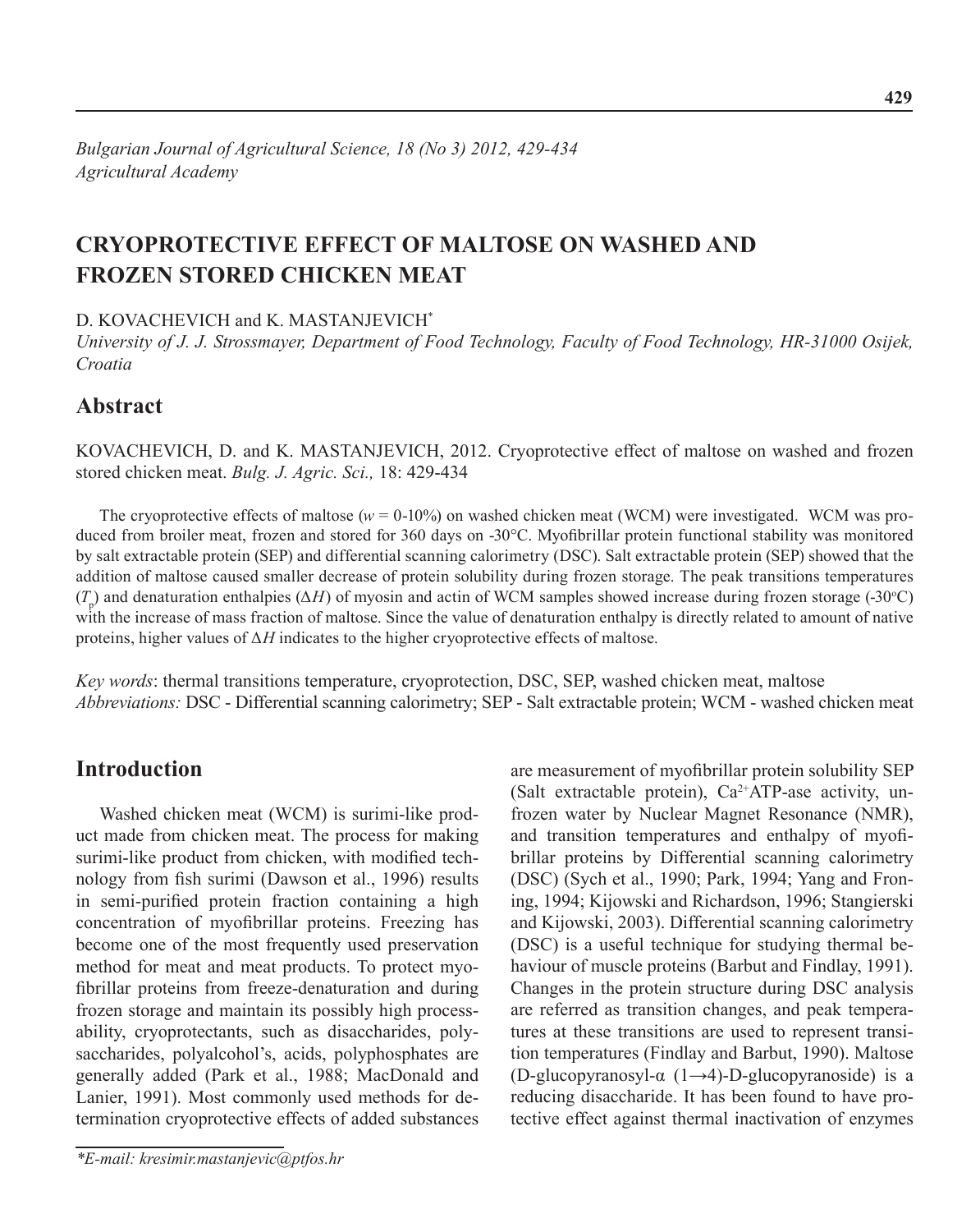# CRYOPROTECTIVE EFFECT OF MALTOSE ON WASHED AND FROZEN STORED CHICKEN MEAT

D. KOVACHEVICH and K. MASTANJEVICH*

*University of J. J. Strossmayer, Department of Food Technology, Faculty of Food Technology, HR-31000 Osijek, Croatia*

## Abstract

KOVACHEVICH, D. and K. MASTANJEVICH, 2012. Cryoprotective effect of maltose on washed and frozen stored chicken meat. *Bulg. J. Agric. Sci.,* 18: 429-434

The cryoprotective effects of maltose ($w$ = 0-10%) on washed chicken meat (WCM) were investigated. WCM was produced from broiler meat, frozen and stored for 360 days on -30°C. Myofibrillar protein functional stability was monitored by salt extractable protein (SEP) and differential scanning calorimetry (DSC). Salt extractable protein (SEP) showed that the addition of maltose caused smaller decrease of protein solubility during frozen storage. The peak transitions temperatures ($T_p$) and denaturation enthalpies ($\Delta H$) of myosin and actin of WCM samples showed increase during frozen storage (-30°C) with the increase of mass fraction of maltose. Since the value of denaturation enthalpy is directly related to amount of native proteins, higher values of $\Delta H$ indicates to the higher cryoprotective effects of maltose.

*Key words*: thermal transitions temperature, cryoprotection, DSC, SEP, washed chicken meat, maltose

*Abbreviations:* DSC - Differential scanning calorimetry; SEP - Salt extractable protein; WCM - washed chicken meat

## Introduction

Washed chicken meat (WCM) is surimi-like product made from chicken meat. The process for making surimi-like product from chicken, with modified technology from fish surimi (Dawson et al., 1996) results in semi-purified protein fraction containing a high concentration of myofibrillar proteins. Freezing has become one of the most frequently used preservation method for meat and meat products. To protect myofibrillar proteins from freeze-denaturation and during frozen storage and maintain its possibly high processability, cryoprotectants, such as disaccharides, polysaccharides, polyalcohol's, acids, polyphosphates are generally added (Park et al., 1988; MacDonald and Lanier, 1991). Most commonly used methods for determination cryoprotective effects of added substances are measurement of myofibrillar protein solubility SEP (Salt extractable protein), $Ca^{2+}$ATP-ase activity, unfrozen water by Nuclear Magnet Resonance (NMR), and transition temperatures and enthalpy of myofibrillar proteins by Differential scanning calorimetry (DSC) (Sych et al., 1990; Park, 1994; Yang and Froning, 1994; Kijowski and Richardson, 1996; Stangierski and Kijowski, 2003). Differential scanning calorimetry (DSC) is a useful technique for studying thermal behaviour of muscle proteins (Barbut and Findlay, 1991). Changes in the protein structure during DSC analysis are referred as transition changes, and peak temperatures at these transitions are used to represent transition temperatures (Findlay and Barbut, 1990). Maltose (D-glucopyranosyl-α (1→4)-D-glucopyranoside) is a reducing disaccharide. It has been found to have protective effect against thermal inactivation of enzymes

*E-mail: kresimir.mastanjevic@ptfos.hr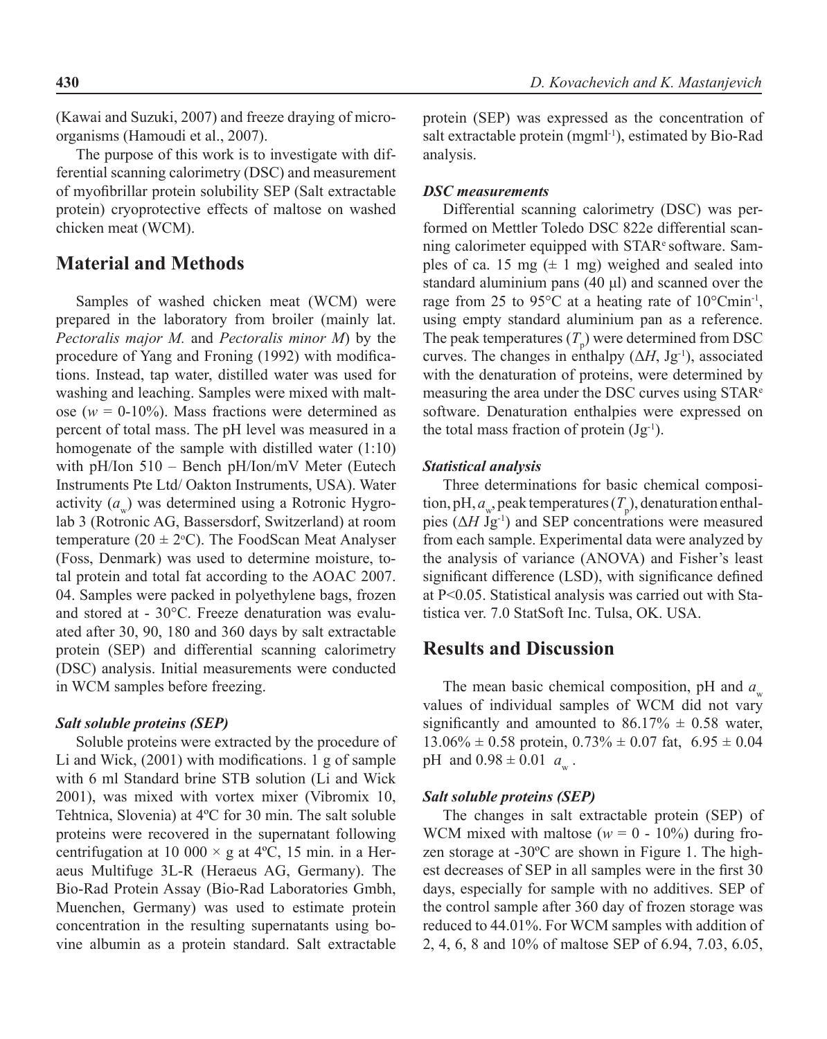(Kawai and Suzuki, 2007) and freeze draying of microorganisms (Hamoudi et al., 2007).

The purpose of this work is to investigate with differential scanning calorimetry (DSC) and measurement of myofibrillar protein solubility SEP (Salt extractable protein) cryoprotective effects of maltose on washed chicken meat (WCM).

## Material and Methods

Samples of washed chicken meat (WCM) were prepared in the laboratory from broiler (mainly lat. *Pectoralis major M.* and *Pectoralis minor M*) by the procedure of Yang and Froning (1992) with modifications. Instead, tap water, distilled water was used for washing and leaching. Samples were mixed with maltose ($w$ = 0-10%). Mass fractions were determined as percent of total mass. The pH level was measured in a homogenate of the sample with distilled water (1:10) with pH/Ion 510 – Bench pH/Ion/mV Meter (Eutech Instruments Pte Ltd/ Oakton Instruments, USA). Water activity ($a_w$) was determined using a Rotronic Hygrolab 3 (Rotronic AG, Bassersdorf, Switzerland) at room temperature (20 ± 2°C). The FoodScan Meat Analyser (Foss, Denmark) was used to determine moisture, total protein and total fat according to the AOAC 2007. 04. Samples were packed in polyethylene bags, frozen and stored at - 30°C. Freeze denaturation was evaluated after 30, 90, 180 and 360 days by salt extractable protein (SEP) and differential scanning calorimetry (DSC) analysis. Initial measurements were conducted in WCM samples before freezing.

### *Salt soluble proteins (SEP)*

Soluble proteins were extracted by the procedure of Li and Wick, (2001) with modifications. 1 g of sample with 6 ml Standard brine STB solution (Li and Wick 2001), was mixed with vortex mixer (Vibromix 10, Tehtnica, Slovenia) at 4ºC for 30 min. The salt soluble proteins were recovered in the supernatant following centrifugation at 10 000 × g at 4ºC, 15 min. in a Heraeus Multifuge 3L-R (Heraeus AG, Germany). The Bio-Rad Protein Assay (Bio-Rad Laboratories Gmbh, Muenchen, Germany) was used to estimate protein concentration in the resulting supernatants using bovine albumin as a protein standard. Salt extractable protein (SEP) was expressed as the concentration of salt extractable protein (mgml$^{-1}$), estimated by Bio-Rad analysis.

### *DSC measurements*

Differential scanning calorimetry (DSC) was performed on Mettler Toledo DSC 822e differential scanning calorimeter equipped with STAR$^e$ software. Samples of ca. 15 mg (± 1 mg) weighed and sealed into standard aluminium pans (40 µl) and scanned over the rage from 25 to 95°C at a heating rate of 10°Cmin$^{-1}$, using empty standard aluminium pan as a reference. The peak temperatures ($T_p$) were determined from DSC curves. The changes in enthalpy ($\Delta H$, Jg$^{-1}$), associated with the denaturation of proteins, were determined by measuring the area under the DSC curves using STAR$^e$ software. Denaturation enthalpies were expressed on the total mass fraction of protein (Jg$^{-1}$).

### *Statistical analysis*

Three determinations for basic chemical composition, pH, $a_w$, peak temperatures ($T_p$), denaturation enthalpies ($\Delta H$ Jg$^{-1}$) and SEP concentrations were measured from each sample. Experimental data were analyzed by the analysis of variance (ANOVA) and Fisher's least significant difference (LSD), with significance defined at $P<0.05$. Statistical analysis was carried out with Statistica ver. 7.0 StatSoft Inc. Tulsa, OK. USA.

## Results and Discussion

The mean basic chemical composition, pH and $a_w$ values of individual samples of WCM did not vary significantly and amounted to 86.17% ± 0.58 water, 13.06% ± 0.58 protein, 0.73% ± 0.07 fat, 6.95 ± 0.04 pH and 0.98 ± 0.01 $a_w$.

### *Salt soluble proteins (SEP)*

The changes in salt extractable protein (SEP) of WCM mixed with maltose ($w$ = 0 - 10%) during frozen storage at -30ºC are shown in Figure 1. The highest decreases of SEP in all samples were in the first 30 days, especially for sample with no additives. SEP of the control sample after 360 day of frozen storage was reduced to 44.01%. For WCM samples with addition of 2, 4, 6, 8 and 10% of maltose SEP of 6.94, 7.03, 6.05,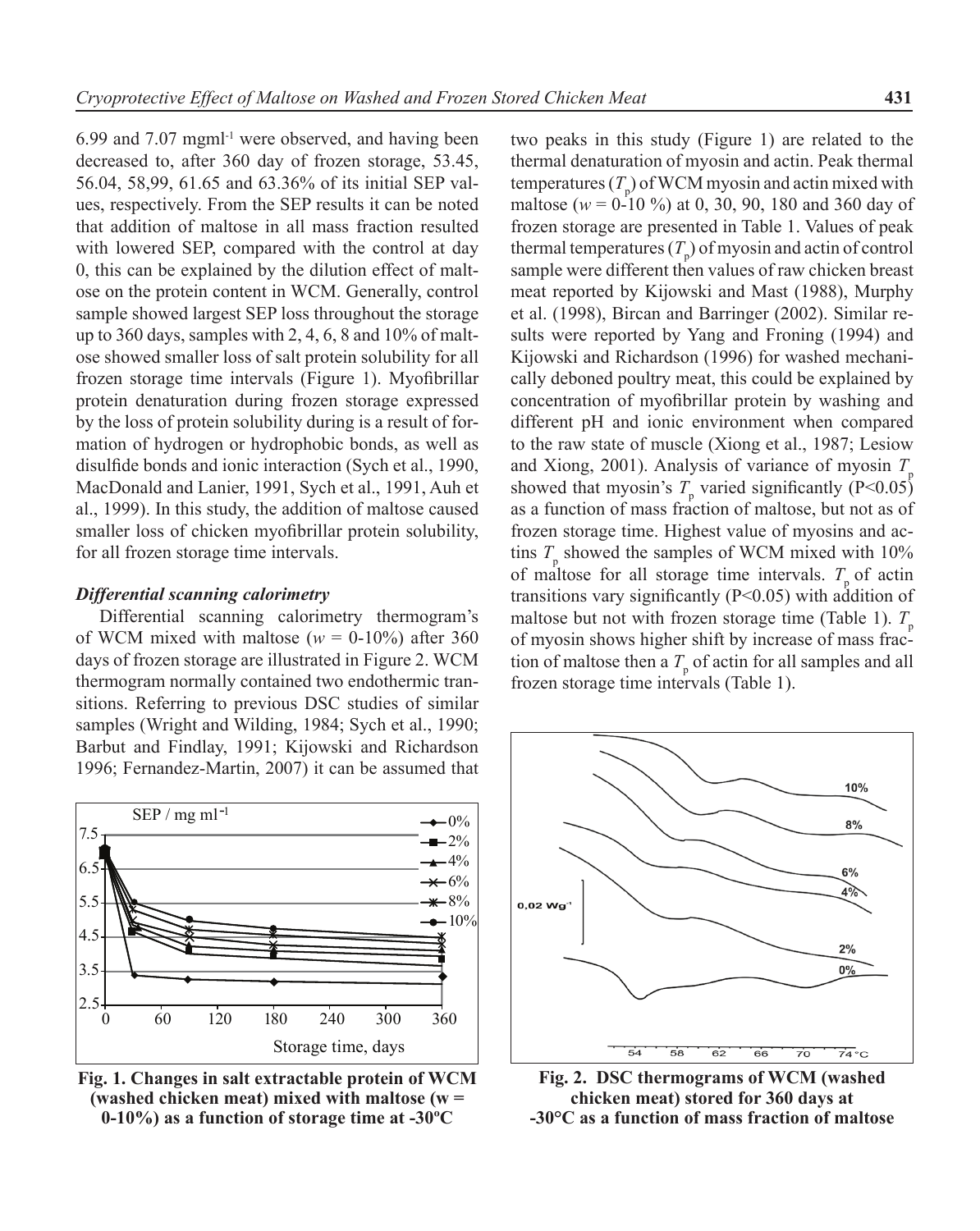6.99 and 7.07 mgml$^{-1}$ were observed, and having been decreased to, after 360 day of frozen storage, 53.45, 56.04, 58,99, 61.65 and 63.36% of its initial SEP values, respectively. From the SEP results it can be noted that addition of maltose in all mass fraction resulted with lowered SEP, compared with the control at day 0, this can be explained by the dilution effect of maltose on the protein content in WCM. Generally, control sample showed largest SEP loss throughout the storage up to 360 days, samples with 2, 4, 6, 8 and 10% of maltose showed smaller loss of salt protein solubility for all frozen storage time intervals (Figure 1). Myofibrillar protein denaturation during frozen storage expressed by the loss of protein solubility during is a result of formation of hydrogen or hydrophobic bonds, as well as disulfide bonds and ionic interaction (Sych et al., 1990, MacDonald and Lanier, 1991, Sych et al., 1991, Auh et al., 1999). In this study, the addition of maltose caused smaller loss of chicken myofibrillar protein solubility, for all frozen storage time intervals.

### *Differential scanning calorimetry*

Differential scanning calorimetry thermogram's of WCM mixed with maltose ($w$ = 0-10%) after 360 days of frozen storage are illustrated in Figure 2. WCM thermogram normally contained two endothermic transitions. Referring to previous DSC studies of similar samples (Wright and Wilding, 1984; Sych et al., 1990; Barbut and Findlay, 1991; Kijowski and Richardson 1996; Fernandez-Martin, 2007) it can be assumed that two peaks in this study (Figure 1) are related to the thermal denaturation of myosin and actin. Peak thermal temperatures ($T_p$) of WCM myosin and actin mixed with maltose ($w$ = 0-10 %) at 0, 30, 90, 180 and 360 day of frozen storage are presented in Table 1. Values of peak thermal temperatures ($T_p$) of myosin and actin of control sample were different then values of raw chicken breast meat reported by Kijowski and Mast (1988), Murphy et al. (1998), Bircan and Barringer (2002). Similar results were reported by Yang and Froning (1994) and Kijowski and Richardson (1996) for washed mechanically deboned poultry meat, this could be explained by concentration of myofibrillar protein by washing and different pH and ionic environment when compared to the raw state of muscle (Xiong et al., 1987; Lesiow and Xiong, 2001). Analysis of variance of myosin $T_p$ showed that myosin's $T_p$ varied significantly ($P<0.05$) as a function of mass fraction of maltose, but not as of frozen storage time. Highest value of myosins and actins $T_p$ showed the samples of WCM mixed with 10% of maltose for all storage time intervals. $T_p$ of actin transitions vary significantly ($P<0.05$) with addition of maltose but not with frozen storage time (Table 1). $T_p$ of myosin shows higher shift by increase of mass fraction of maltose then a $T_p$ of actin for all samples and all frozen storage time intervals (Table 1).

**Fig. 1. Changes in salt extractable protein of WCM (washed chicken meat) mixed with maltose (w = 0-10%) as a function of storage time at -30ºC**

**Fig. 2. DSC thermograms of WCM (washed chicken meat) stored for 360 days at -30°C as a function of mass fraction of maltose**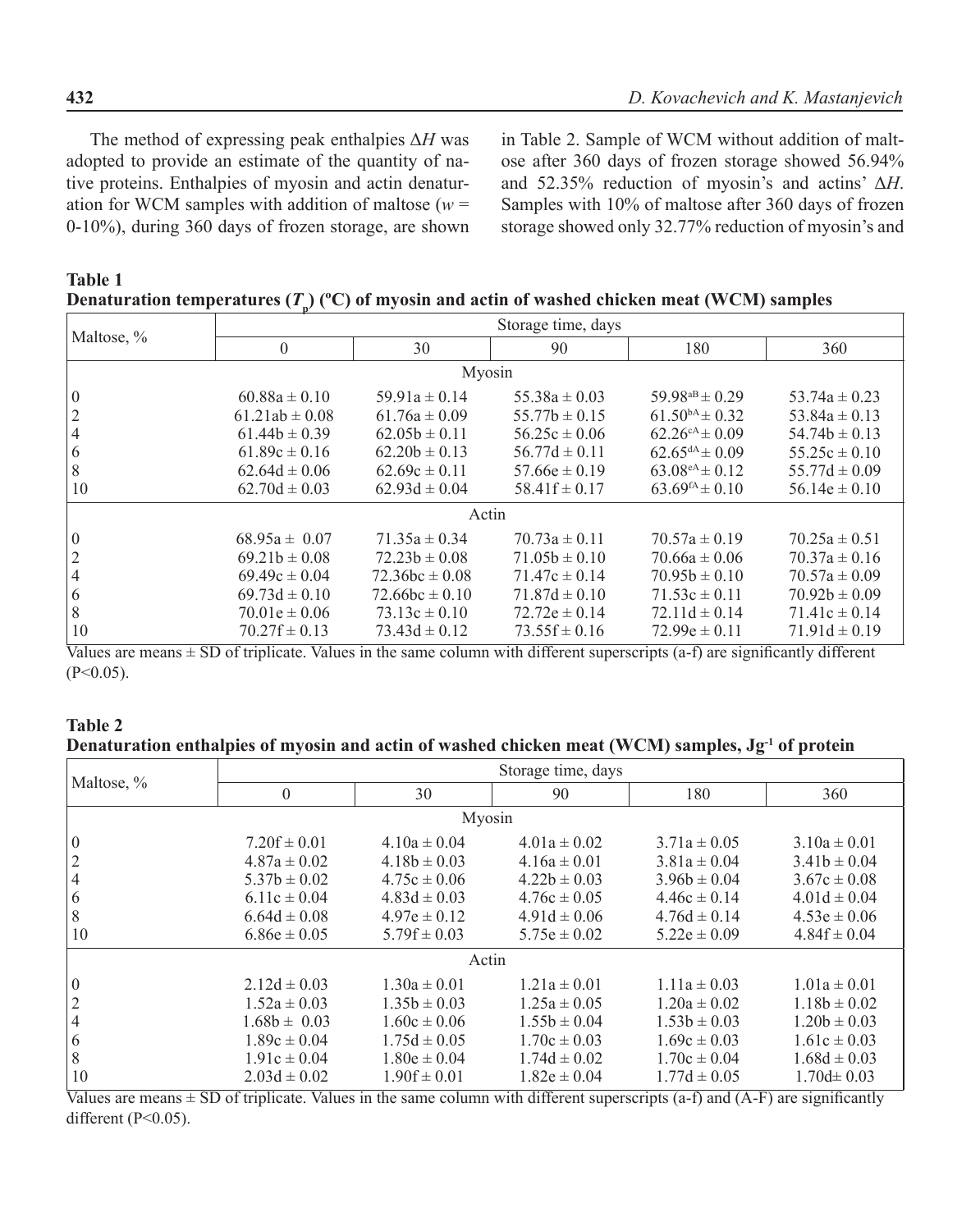The method of expressing peak enthalpies Δ*H* was adopted to provide an estimate of the quantity of native proteins. Enthalpies of myosin and actin denaturation for WCM samples with addition of maltose (*w* = 0-10%), during 360 days of frozen storage, are shown in Table 2. Sample of WCM without addition of maltose after 360 days of frozen storage showed 56.94% and 52.35% reduction of myosin's and actins' Δ*H*. Samples with 10% of maltose after 360 days of frozen storage showed only 32.77% reduction of myosin's and

**Table 1**
**Denaturation temperatures ($T_p$) (ºC) of myosin and actin of washed chicken meat (WCM) samples**

| Maltose, % | Storage time, days | | | | |
|---|---|---|---|---|---|
| | 0 | 30 | 90 | 180 | 360 |
| | | | Myosin | | |
| 0 | 60.88a ± 0.10 | 59.91a ± 0.14 | 55.38a ± 0.03 | 59.98$^{aB}$ ± 0.29 | 53.74a ± 0.23 |
| 2 | 61.21ab ± 0.08 | 61.76a ± 0.09 | 55.77b ± 0.15 | 61.50$^{bA}$ ± 0.32 | 53.84a ± 0.13 |
| 4 | 61.44b ± 0.39 | 62.05b ± 0.11 | 56.25c ± 0.06 | 62.26$^{cA}$ ± 0.09 | 54.74b ± 0.13 |
| 6 | 61.89c ± 0.16 | 62.20b ± 0.13 | 56.77d ± 0.11 | 62.65$^{dA}$ ± 0.09 | 55.25c ± 0.10 |
| 8 | 62.64d ± 0.06 | 62.69c ± 0.11 | 57.66e ± 0.19 | 63.08$^{eA}$ ± 0.12 | 55.77d ± 0.09 |
| 10 | 62.70d ± 0.03 | 62.93d ± 0.04 | 58.41f ± 0.17 | 63.69$^{fA}$ ± 0.10 | 56.14e ± 0.10 |
| | | | Actin | | |
| 0 | 68.95a ± 0.07 | 71.35a ± 0.34 | 70.73a ± 0.11 | 70.57a ± 0.19 | 70.25a ± 0.51 |
| 2 | 69.21b ± 0.08 | 72.23b ± 0.08 | 71.05b ± 0.10 | 70.66a ± 0.06 | 70.37a ± 0.16 |
| 4 | 69.49c ± 0.04 | 72.36bc ± 0.08 | 71.47c ± 0.14 | 70.95b ± 0.10 | 70.57a ± 0.09 |
| 6 | 69.73d ± 0.10 | 72.66bc ± 0.10 | 71.87d ± 0.10 | 71.53c ± 0.11 | 70.92b ± 0.09 |
| 8 | 70.01e ± 0.06 | 73.13c ± 0.10 | 72.72e ± 0.14 | 72.11d ± 0.14 | 71.41c ± 0.14 |
| 10 | 70.27f ± 0.13 | 73.43d ± 0.12 | 73.55f ± 0.16 | 72.99e ± 0.11 | 71.91d ± 0.19 |

Values are means ± SD of triplicate. Values in the same column with different superscripts (a-f) are significantly different (P<0.05).

**Table 2**
**Denaturation enthalpies of myosin and actin of washed chicken meat (WCM) samples, $Jg^{-1}$ of protein**

| Maltose, % | Storage time, days | | | | |
|---|---|---|---|---|---|
| | 0 | 30 | 90 | 180 | 360 |
| | | | Myosin | | |
| 0 | 7.20f ± 0.01 | 4.10a ± 0.04 | 4.01a ± 0.02 | 3.71a ± 0.05 | 3.10a ± 0.01 |
| 2 | 4.87a ± 0.02 | 4.18b ± 0.03 | 4.16a ± 0.01 | 3.81a ± 0.04 | 3.41b ± 0.04 |
| 4 | 5.37b ± 0.02 | 4.75c ± 0.06 | 4.22b ± 0.03 | 3.96b ± 0.04 | 3.67c ± 0.08 |
| 6 | 6.11c ± 0.04 | 4.83d ± 0.03 | 4.76c ± 0.05 | 4.46c ± 0.14 | 4.01d ± 0.04 |
| 8 | 6.64d ± 0.08 | 4.97e ± 0.12 | 4.91d ± 0.06 | 4.76d ± 0.14 | 4.53e ± 0.06 |
| 10 | 6.86e ± 0.05 | 5.79f ± 0.03 | 5.75e ± 0.02 | 5.22e ± 0.09 | 4.84f ± 0.04 |
| | | | Actin | | |
| 0 | 2.12d ± 0.03 | 1.30a ± 0.01 | 1.21a ± 0.01 | 1.11a ± 0.03 | 1.01a ± 0.01 |
| 2 | 1.52a ± 0.03 | 1.35b ± 0.03 | 1.25a ± 0.05 | 1.20a ± 0.02 | 1.18b ± 0.02 |
| 4 | 1.68b ± 0.03 | 1.60c ± 0.06 | 1.55b ± 0.04 | 1.53b ± 0.03 | 1.20b ± 0.03 |
| 6 | 1.89c ± 0.04 | 1.75d ± 0.05 | 1.70c ± 0.03 | 1.69c ± 0.03 | 1.61c ± 0.03 |
| 8 | 1.91c ± 0.04 | 1.80e ± 0.04 | 1.74d ± 0.02 | 1.70c ± 0.04 | 1.68d ± 0.03 |
| 10 | 2.03d ± 0.02 | 1.90f ± 0.01 | 1.82e ± 0.04 | 1.77d ± 0.05 | 1.70d± 0.03 |

Values are means ± SD of triplicate. Values in the same column with different superscripts (a-f) and (A-F) are significantly different (P<0.05).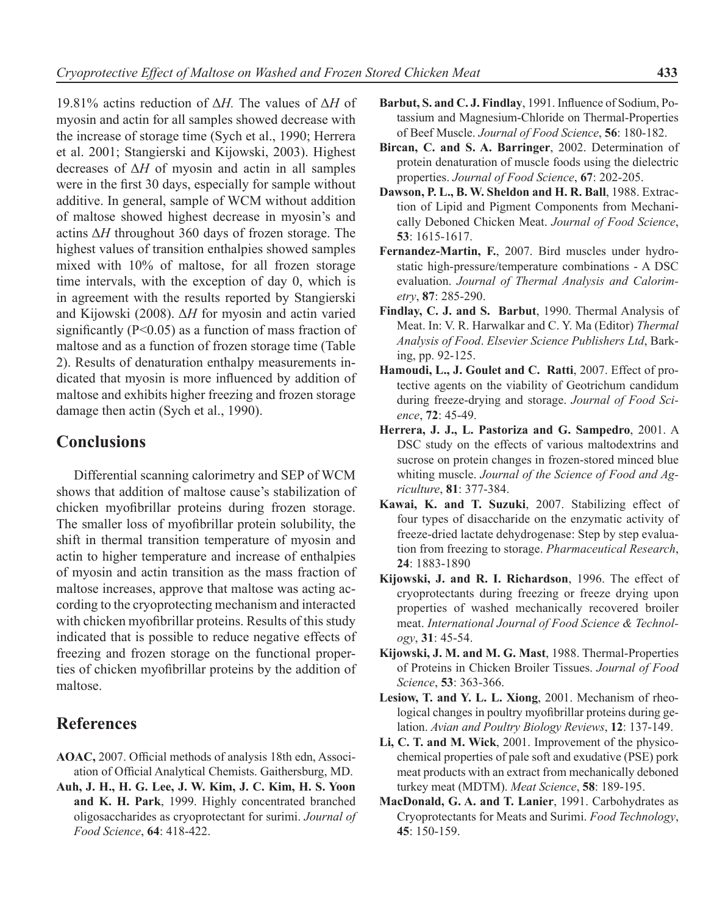19.81% actins reduction of $\Delta H$. The values of $\Delta H$ of myosin and actin for all samples showed decrease with the increase of storage time (Sych et al., 1990; Herrera et al. 2001; Stangierski and Kijowski, 2003). Highest decreases of $\Delta H$ of myosin and actin in all samples were in the first 30 days, especially for sample without additive. In general, sample of WCM without addition of maltose showed highest decrease in myosin's and actins $\Delta H$ throughout 360 days of frozen storage. The highest values of transition enthalpies showed samples mixed with 10% of maltose, for all frozen storage time intervals, with the exception of day 0, which is in agreement with the results reported by Stangierski and Kijowski (2008). $\Delta H$ for myosin and actin varied significantly ($P<0.05$) as a function of mass fraction of maltose and as a function of frozen storage time (Table 2). Results of denaturation enthalpy measurements indicated that myosin is more influenced by addition of maltose and exhibits higher freezing and frozen storage damage then actin (Sych et al., 1990).

## Conclusions

Differential scanning calorimetry and SEP of WCM shows that addition of maltose cause's stabilization of chicken myofibrillar proteins during frozen storage. The smaller loss of myofibrillar protein solubility, the shift in thermal transition temperature of myosin and actin to higher temperature and increase of enthalpies of myosin and actin transition as the mass fraction of maltose increases, approve that maltose was acting according to the cryoprotecting mechanism and interacted with chicken myofibrillar proteins. Results of this study indicated that is possible to reduce negative effects of freezing and frozen storage on the functional properties of chicken myofibrillar proteins by the addition of maltose.

## References

**AOAC,** 2007. Official methods of analysis 18th edn, Association of Official Analytical Chemists. Gaithersburg, MD.

**Auh, J. H., H. G. Lee, J. W. Kim, J. C. Kim, H. S. Yoon and K. H. Park**, 1999. Highly concentrated branched oligosaccharides as cryoprotectant for surimi. *Journal of Food Science*, **64**: 418-422.

**Barbut, S. and C. J. Findlay**, 1991. Influence of Sodium, Potassium and Magnesium-Chloride on Thermal-Properties of Beef Muscle. *Journal of Food Science*, **56**: 180-182.

**Bircan, C. and S. A. Barringer**, 2002. Determination of protein denaturation of muscle foods using the dielectric properties. *Journal of Food Science*, **67**: 202-205.

**Dawson, P. L., B. W. Sheldon and H. R. Ball**, 1988. Extraction of Lipid and Pigment Components from Mechanically Deboned Chicken Meat. *Journal of Food Science*, **53**: 1615-1617.

**Fernandez-Martin, F.**, 2007. Bird muscles under hydrostatic high-pressure/temperature combinations - A DSC evaluation. *Journal of Thermal Analysis and Calorimetry*, **87**: 285-290.

**Findlay, C. J. and S. Barbut**, 1990. Thermal Analysis of Meat. In: V. R. Harwalkar and C. Y. Ma (Editor) *Thermal Analysis of Food*. *Elsevier Science Publishers Ltd*, Barking, pp. 92-125.

**Hamoudi, L., J. Goulet and C. Ratti**, 2007. Effect of protective agents on the viability of Geotrichum candidum during freeze-drying and storage. *Journal of Food Science*, **72**: 45-49.

**Herrera, J. J., L. Pastoriza and G. Sampedro**, 2001. A DSC study on the effects of various maltodextrins and sucrose on protein changes in frozen-stored minced blue whiting muscle. *Journal of the Science of Food and Agriculture*, **81**: 377-384.

**Kawai, K. and T. Suzuki**, 2007. Stabilizing effect of four types of disaccharide on the enzymatic activity of freeze-dried lactate dehydrogenase: Step by step evaluation from freezing to storage. *Pharmaceutical Research*, **24**: 1883-1890

**Kijowski, J. and R. I. Richardson**, 1996. The effect of cryoprotectants during freezing or freeze drying upon properties of washed mechanically recovered broiler meat. *International Journal of Food Science & Technology*, **31**: 45-54.

**Kijowski, J. M. and M. G. Mast**, 1988. Thermal-Properties of Proteins in Chicken Broiler Tissues. *Journal of Food Science*, **53**: 363-366.

**Lesiow, T. and Y. L. L. Xiong**, 2001. Mechanism of rheological changes in poultry myofibrillar proteins during gelation. *Avian and Poultry Biology Reviews*, **12**: 137-149.

**Li, C. T. and M. Wick**, 2001. Improvement of the physicochemical properties of pale soft and exudative (PSE) pork meat products with an extract from mechanically deboned turkey meat (MDTM). *Meat Science*, **58**: 189-195.

**MacDonald, G. A. and T. Lanier**, 1991. Carbohydrates as Cryoprotectants for Meats and Surimi. *Food Technology*, **45**: 150-159.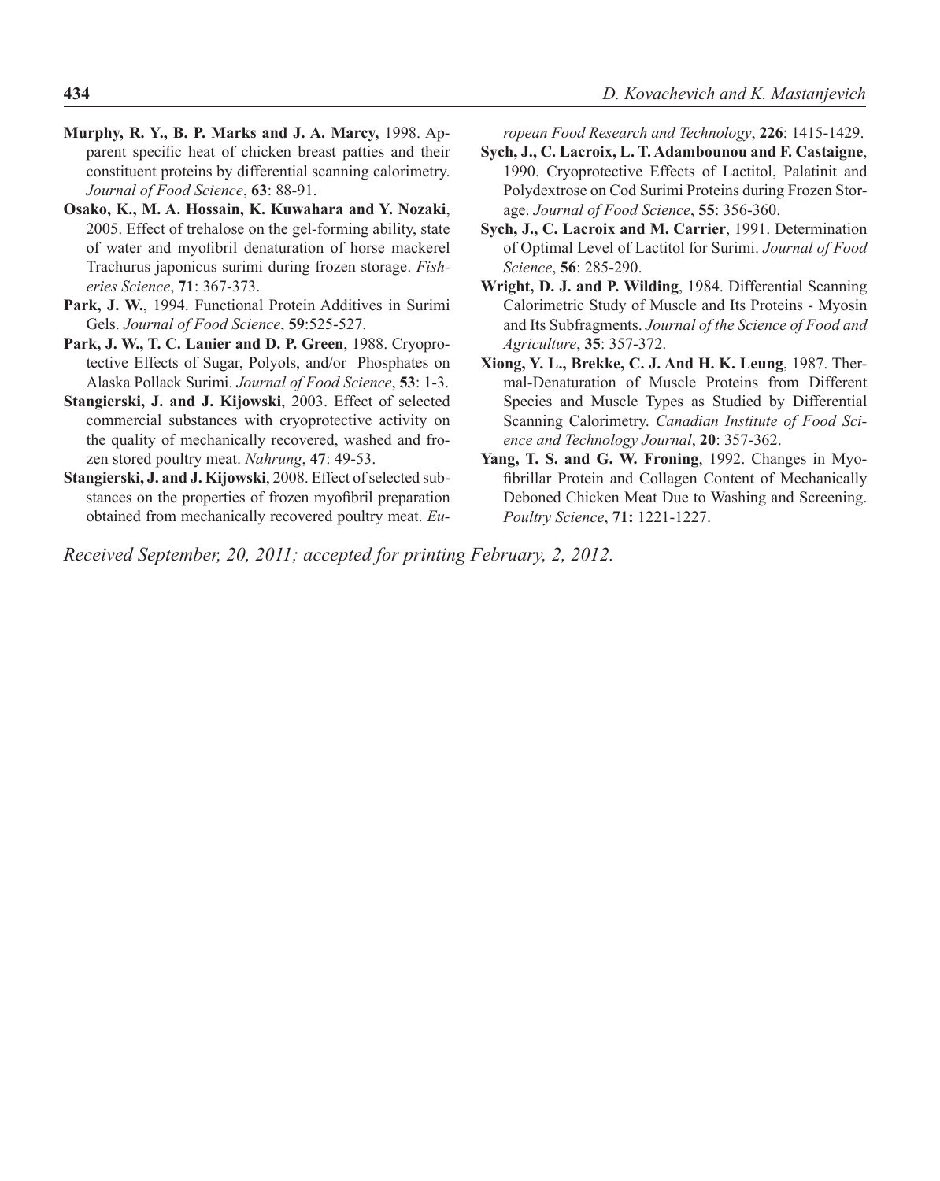**Murphy, R. Y., B. P. Marks and J. A. Marcy,** 1998. Apparent specific heat of chicken breast patties and their constituent proteins by differential scanning calorimetry. *Journal of Food Science*, **63**: 88-91.

**Osako, K., M. A. Hossain, K. Kuwahara and Y. Nozaki**, 2005. Effect of trehalose on the gel-forming ability, state of water and myofibril denaturation of horse mackerel Trachurus japonicus surimi during frozen storage. *Fisheries Science*, **71**: 367-373.

**Park, J. W.**, 1994. Functional Protein Additives in Surimi Gels. *Journal of Food Science*, **59**:525-527.

**Park, J. W., T. C. Lanier and D. P. Green**, 1988. Cryoprotective Effects of Sugar, Polyols, and/or Phosphates on Alaska Pollack Surimi. *Journal of Food Science*, **53**: 1-3.

**Stangierski, J. and J. Kijowski**, 2003. Effect of selected commercial substances with cryoprotective activity on the quality of mechanically recovered, washed and frozen stored poultry meat. *Nahrung*, **47**: 49-53.

**Stangierski, J. and J. Kijowski**, 2008. Effect of selected substances on the properties of frozen myofibril preparation obtained from mechanically recovered poultry meat. *European Food Research and Technology*, **226**: 1415-1429.

**Sych, J., C. Lacroix, L. T. Adambounou and F. Castaigne**, 1990. Cryoprotective Effects of Lactitol, Palatinit and Polydextrose on Cod Surimi Proteins during Frozen Storage. *Journal of Food Science*, **55**: 356-360.

**Sych, J., C. Lacroix and M. Carrier**, 1991. Determination of Optimal Level of Lactitol for Surimi. *Journal of Food Science*, **56**: 285-290.

**Wright, D. J. and P. Wilding**, 1984. Differential Scanning Calorimetric Study of Muscle and Its Proteins - Myosin and Its Subfragments. *Journal of the Science of Food and Agriculture*, **35**: 357-372.

**Xiong, Y. L., Brekke, C. J. And H. K. Leung**, 1987. Thermal-Denaturation of Muscle Proteins from Different Species and Muscle Types as Studied by Differential Scanning Calorimetry. *Canadian Institute of Food Science and Technology Journal*, **20**: 357-362.

**Yang, T. S. and G. W. Froning**, 1992. Changes in Myofibrillar Protein and Collagen Content of Mechanically Deboned Chicken Meat Due to Washing and Screening. *Poultry Science*, **71:** 1221-1227.

*Received September, 20, 2011; accepted for printing February, 2, 2012.*